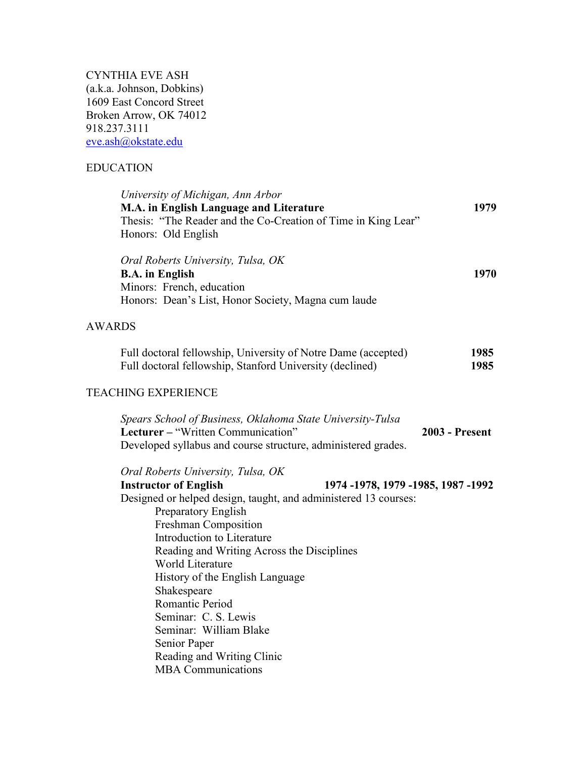CYNTHIA EVE ASH
(a.k.a. Johnson, Dobkins)
1609 East Concord Street
Broken Arrow, OK 74012
918.237.3111
eve.ash@okstate.edu

## EDUCATION

*University of Michigan, Ann Arbor*
**M.A. in English Language and Literature** **1979**
Thesis: "The Reader and the Co-Creation of Time in King Lear"
Honors: Old English

*Oral Roberts University, Tulsa, OK*
**B.A. in English** **1970**
Minors: French, education
Honors: Dean's List, Honor Society, Magna cum laude

## AWARDS

Full doctoral fellowship, University of Notre Dame (accepted) **1985**
Full doctoral fellowship, Stanford University (declined) **1985**

## TEACHING EXPERIENCE

*Spears School of Business, Oklahoma State University-Tulsa*
**Lecturer** – "Written Communication" **2003 - Present**
Developed syllabus and course structure, administered grades.

*Oral Roberts University, Tulsa, OK*
**Instructor of English** **1974 -1978, 1979 -1985, 1987 -1992**
Designed or helped design, taught, and administered 13 courses:

- Preparatory English
- Freshman Composition
- Introduction to Literature
- Reading and Writing Across the Disciplines
- World Literature
- History of the English Language
- Shakespeare
- Romantic Period
- Seminar: C. S. Lewis
- Seminar: William Blake
- Senior Paper
- Reading and Writing Clinic
- MBA Communications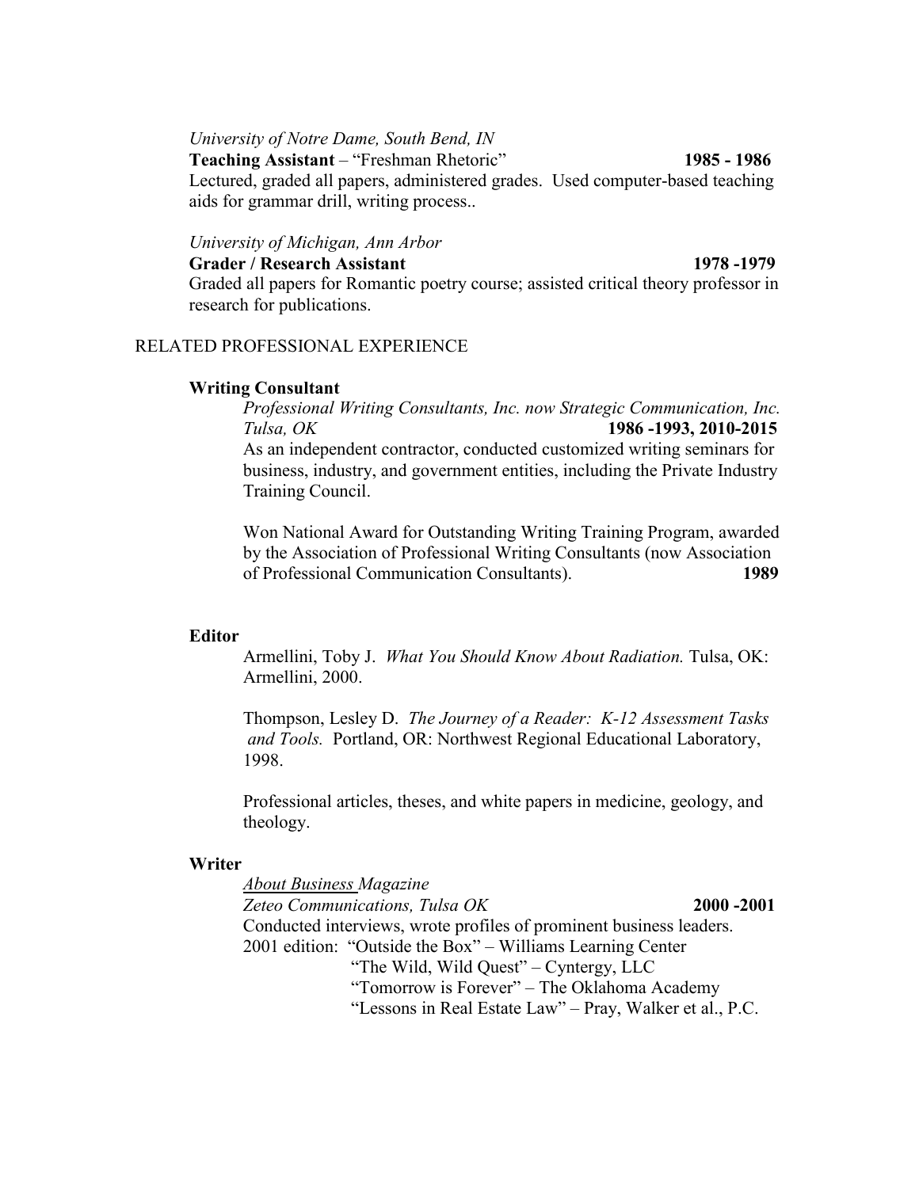*University of Notre Dame, South Bend, IN*

**Teaching Assistant** – "Freshman Rhetoric" **1985 - 1986**

Lectured, graded all papers, administered grades. Used computer-based teaching aids for grammar drill, writing process..

*University of Michigan, Ann Arbor*

**Grader / Research Assistant** **1978 -1979**

Graded all papers for Romantic poetry course; assisted critical theory professor in research for publications.

## RELATED PROFESSIONAL EXPERIENCE

**Writing Consultant**

*Professional Writing Consultants, Inc. now Strategic Communication, Inc.*
*Tulsa, OK* **1986 -1993, 2010-2015**

As an independent contractor, conducted customized writing seminars for business, industry, and government entities, including the Private Industry Training Council.

Won National Award for Outstanding Writing Training Program, awarded by the Association of Professional Writing Consultants (now Association of Professional Communication Consultants). **1989**

**Editor**

Armellini, Toby J. *What You Should Know About Radiation.* Tulsa, OK: Armellini, 2000.

Thompson, Lesley D. *The Journey of a Reader: K-12 Assessment Tasks and Tools.* Portland, OR: Northwest Regional Educational Laboratory, 1998.

Professional articles, theses, and white papers in medicine, geology, and theology.

**Writer**

<u>*About Business*</u> *Magazine*
*Zeteo Communications, Tulsa OK* **2000 -2001**

Conducted interviews, wrote profiles of prominent business leaders.

2001 edition: "Outside the Box" – Williams Learning Center
"The Wild, Wild Quest" – Cyntergy, LLC
"Tomorrow is Forever" – The Oklahoma Academy
"Lessons in Real Estate Law" – Pray, Walker et al., P.C.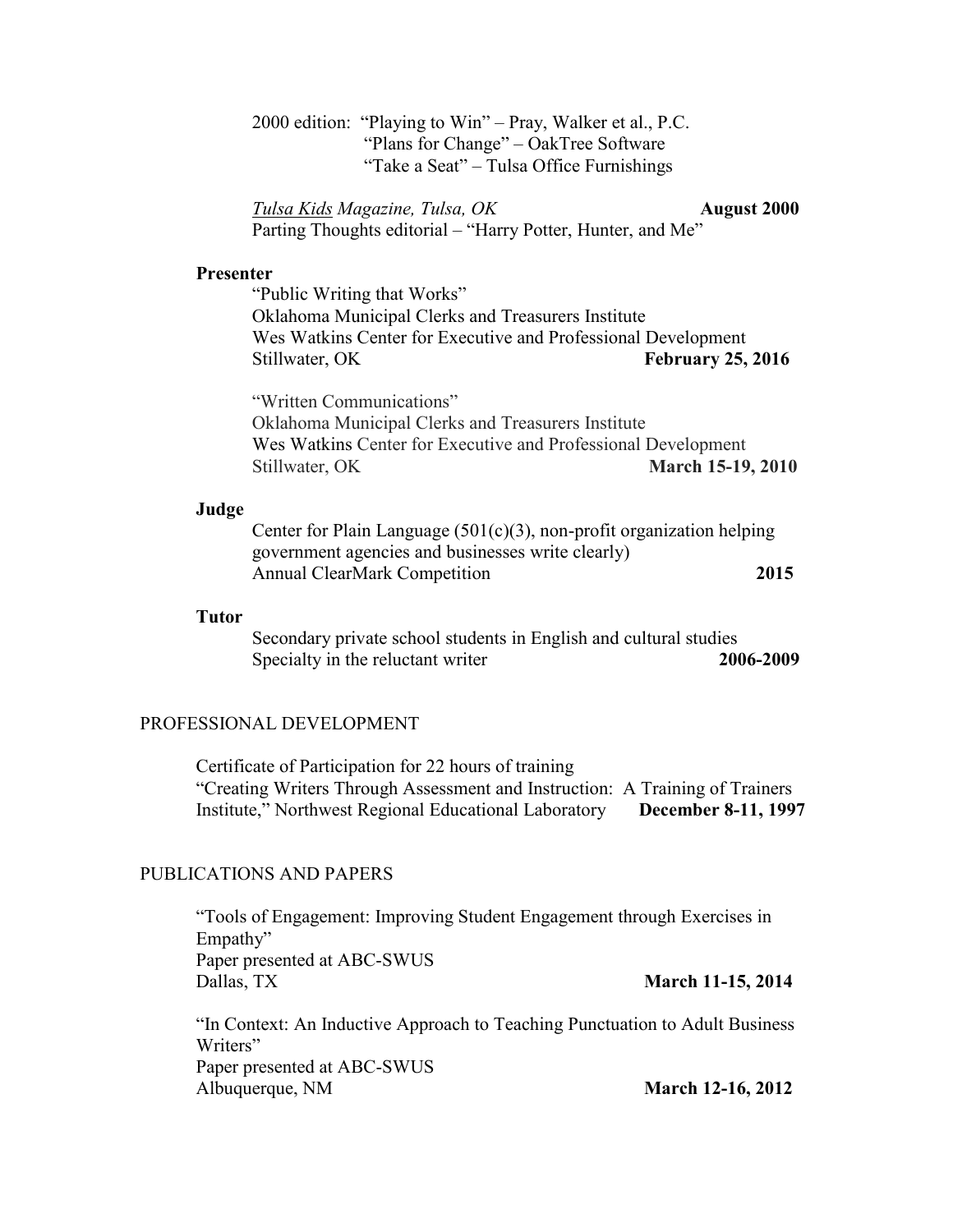2000 edition: "Playing to Win" – Pray, Walker et al., P.C.
"Plans for Change" – OakTree Software
"Take a Seat" – Tulsa Office Furnishings

*Tulsa Kids Magazine, Tulsa, OK* **August 2000**
Parting Thoughts editorial – "Harry Potter, Hunter, and Me"

**Presenter**

"Public Writing that Works"
Oklahoma Municipal Clerks and Treasurers Institute
Wes Watkins Center for Executive and Professional Development
Stillwater, OK **February 25, 2016**

"Written Communications"
Oklahoma Municipal Clerks and Treasurers Institute
Wes Watkins Center for Executive and Professional Development
Stillwater, OK **March 15-19, 2010**

**Judge**

Center for Plain Language (501(c)(3), non-profit organization helping government agencies and businesses write clearly)
Annual ClearMark Competition **2015**

**Tutor**

Secondary private school students in English and cultural studies
Specialty in the reluctant writer **2006-2009**

## PROFESSIONAL DEVELOPMENT

Certificate of Participation for 22 hours of training
"Creating Writers Through Assessment and Instruction: A Training of Trainers Institute," Northwest Regional Educational Laboratory **December 8-11, 1997**

## PUBLICATIONS AND PAPERS

"Tools of Engagement: Improving Student Engagement through Exercises in Empathy"
Paper presented at ABC-SWUS
Dallas, TX **March 11-15, 2014**

"In Context: An Inductive Approach to Teaching Punctuation to Adult Business Writers"
Paper presented at ABC-SWUS
Albuquerque, NM **March 12-16, 2012**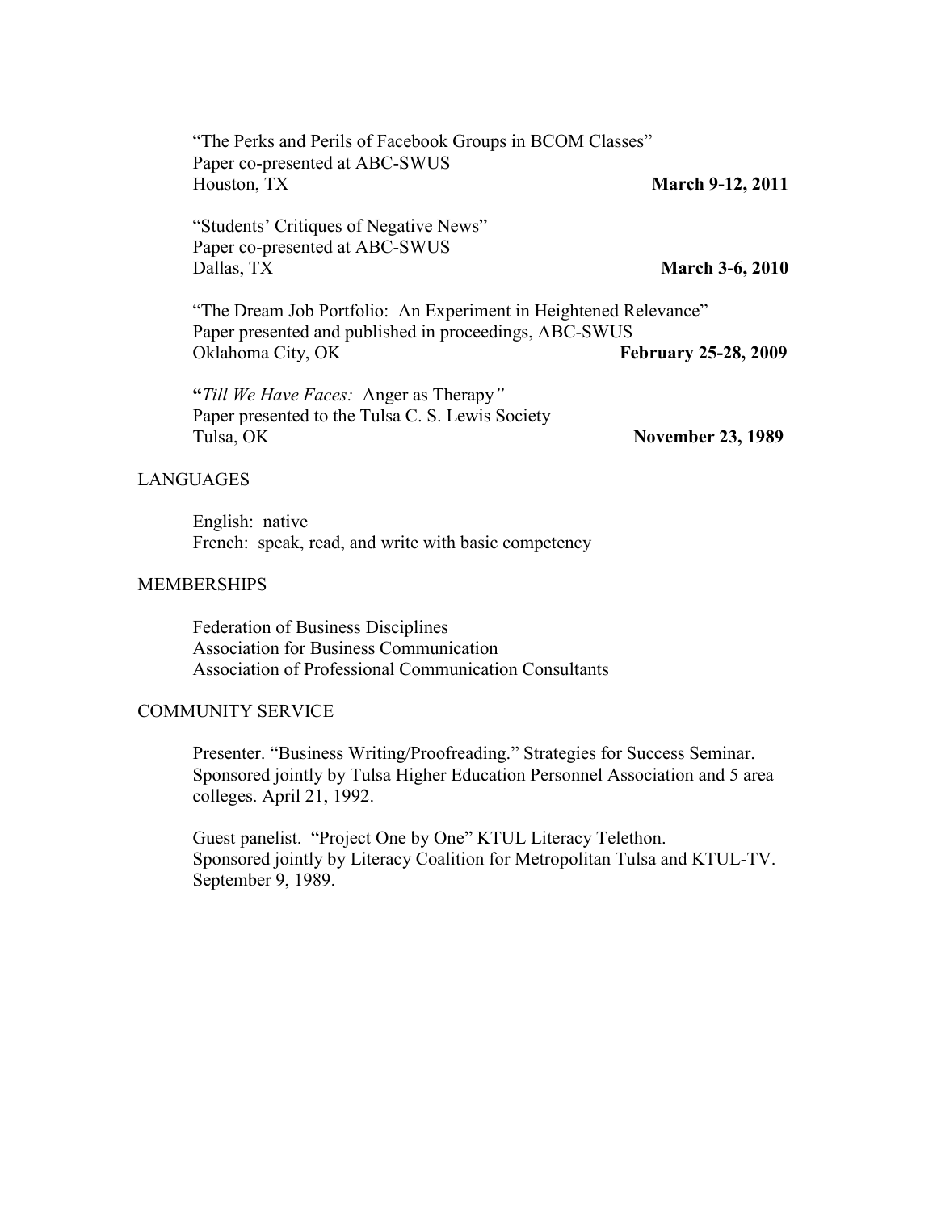"The Perks and Perils of Facebook Groups in BCOM Classes"
Paper co-presented at ABC-SWUS
Houston, TX **March 9-12, 2011**

"Students' Critiques of Negative News"
Paper co-presented at ABC-SWUS
Dallas, TX **March 3-6, 2010**

"The Dream Job Portfolio: An Experiment in Heightened Relevance"
Paper presented and published in proceedings, ABC-SWUS
Oklahoma City, OK **February 25-28, 2009**

**"***Till We Have Faces:* Anger as Therapy*"*
Paper presented to the Tulsa C. S. Lewis Society
Tulsa, OK **November 23, 1989**

## LANGUAGES

English: native
French: speak, read, and write with basic competency

## MEMBERSHIPS

Federation of Business Disciplines
Association for Business Communication
Association of Professional Communication Consultants

## COMMUNITY SERVICE

Presenter. "Business Writing/Proofreading." Strategies for Success Seminar. Sponsored jointly by Tulsa Higher Education Personnel Association and 5 area colleges. April 21, 1992.

Guest panelist. "Project One by One" KTUL Literacy Telethon. Sponsored jointly by Literacy Coalition for Metropolitan Tulsa and KTUL-TV. September 9, 1989.